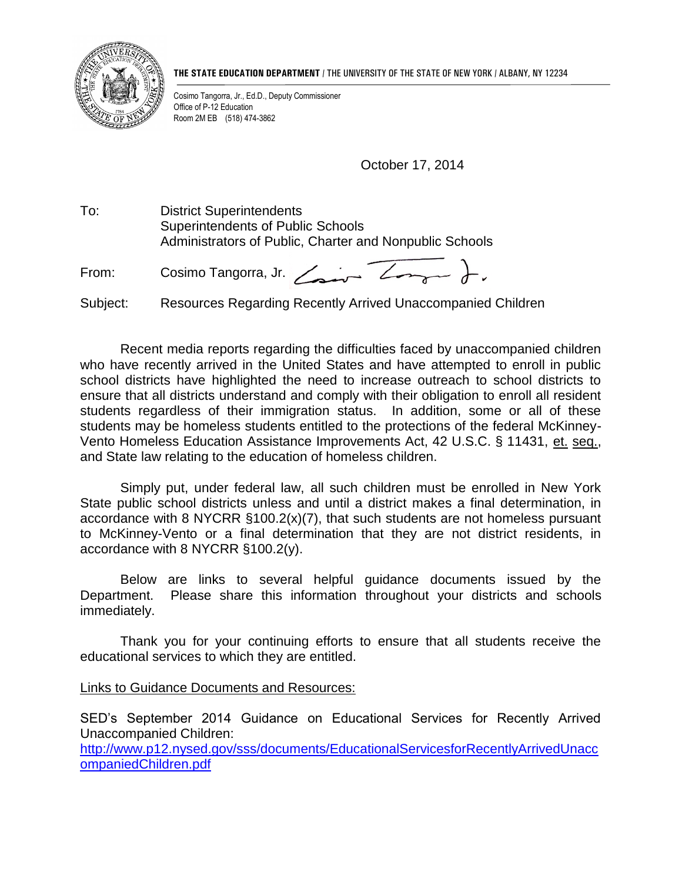**THE STATE EDUCATION DEPARTMENT** / THE UNIVERSITY OF THE STATE OF NEW YORK / ALBANY, NY 12234

Cosimo Tangorra, Jr., Ed.D., Deputy Commissioner
Office of P-12 Education
Room 2M EB (518) 474-3862

October 17, 2014

To: District Superintendents
Superintendents of Public Schools
Administrators of Public, Charter and Nonpublic Schools

From: Cosimo Tangorra, Jr.

Subject: Resources Regarding Recently Arrived Unaccompanied Children

Recent media reports regarding the difficulties faced by unaccompanied children who have recently arrived in the United States and have attempted to enroll in public school districts have highlighted the need to increase outreach to school districts to ensure that all districts understand and comply with their obligation to enroll all resident students regardless of their immigration status. In addition, some or all of these students may be homeless students entitled to the protections of the federal McKinney-Vento Homeless Education Assistance Improvements Act, 42 U.S.C. § 11431, et. seq., and State law relating to the education of homeless children.

Simply put, under federal law, all such children must be enrolled in New York State public school districts unless and until a district makes a final determination, in accordance with 8 NYCRR §100.2(x)(7), that such students are not homeless pursuant to McKinney-Vento or a final determination that they are not district residents, in accordance with 8 NYCRR §100.2(y).

Below are links to several helpful guidance documents issued by the Department. Please share this information throughout your districts and schools immediately.

Thank you for your continuing efforts to ensure that all students receive the educational services to which they are entitled.

Links to Guidance Documents and Resources:

SED's September 2014 Guidance on Educational Services for Recently Arrived Unaccompanied Children:
http://www.p12.nysed.gov/sss/documents/EducationalServicesforRecentlyArrivedUnaccompaniedChildren.pdf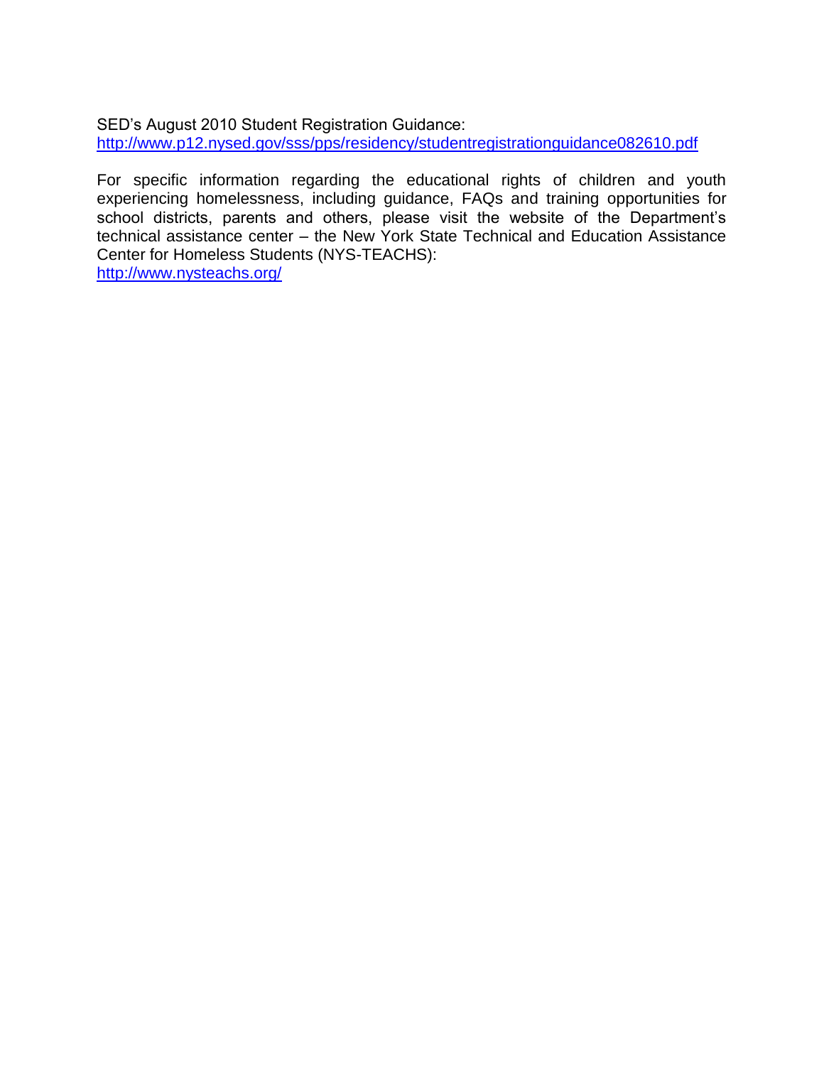SED's August 2010 Student Registration Guidance:
http://www.p12.nysed.gov/sss/pps/residency/studentregistrationguidance082610.pdf

For specific information regarding the educational rights of children and youth experiencing homelessness, including guidance, FAQs and training opportunities for school districts, parents and others, please visit the website of the Department's technical assistance center – the New York State Technical and Education Assistance Center for Homeless Students (NYS-TEACHS):
http://www.nysteachs.org/